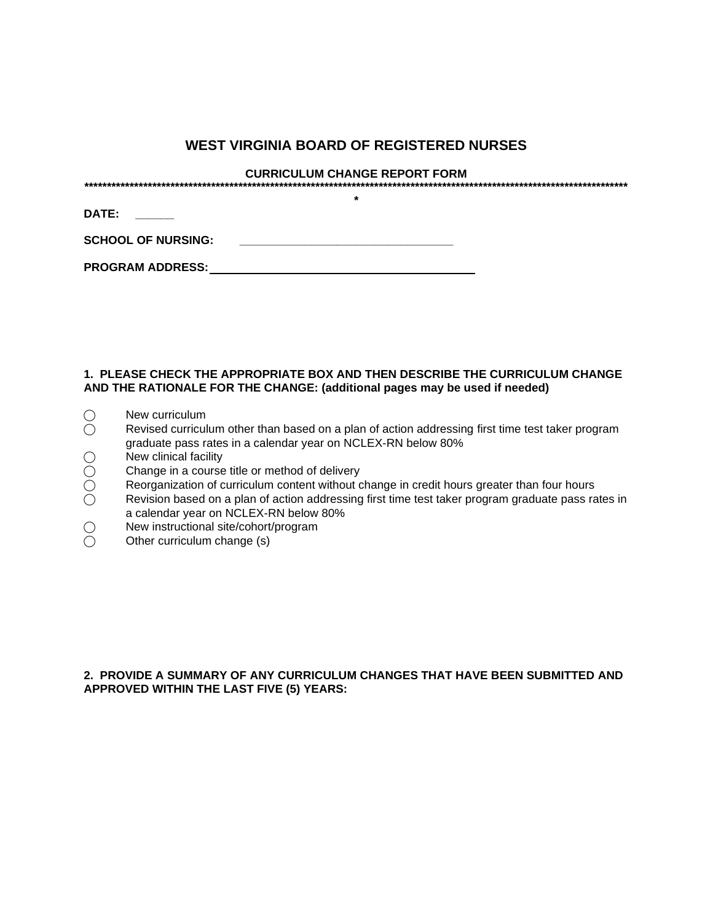# WEST VIRGINIA BOARD OF REGISTERED NURSES

**CURRICULUM CHANGE REPORT FORM**

*****************************************************************************************************************************

**DATE:** ______

**SCHOOL OF NURSING:** ________________________________

**PROGRAM ADDRESS:** ________________________________________

**1. PLEASE CHECK THE APPROPRIATE BOX AND THEN DESCRIBE THE CURRICULUM CHANGE AND THE RATIONALE FOR THE CHANGE: (additional pages may be used if needed)**

- ◯ New curriculum
- ◯ Revised curriculum other than based on a plan of action addressing first time test taker program graduate pass rates in a calendar year on NCLEX-RN below 80%
- ◯ New clinical facility
- ◯ Change in a course title or method of delivery
- ◯ Reorganization of curriculum content without change in credit hours greater than four hours
- ◯ Revision based on a plan of action addressing first time test taker program graduate pass rates in a calendar year on NCLEX-RN below 80%
- ◯ New instructional site/cohort/program
- ◯ Other curriculum change (s)

**2. PROVIDE A SUMMARY OF ANY CURRICULUM CHANGES THAT HAVE BEEN SUBMITTED AND APPROVED WITHIN THE LAST FIVE (5) YEARS:**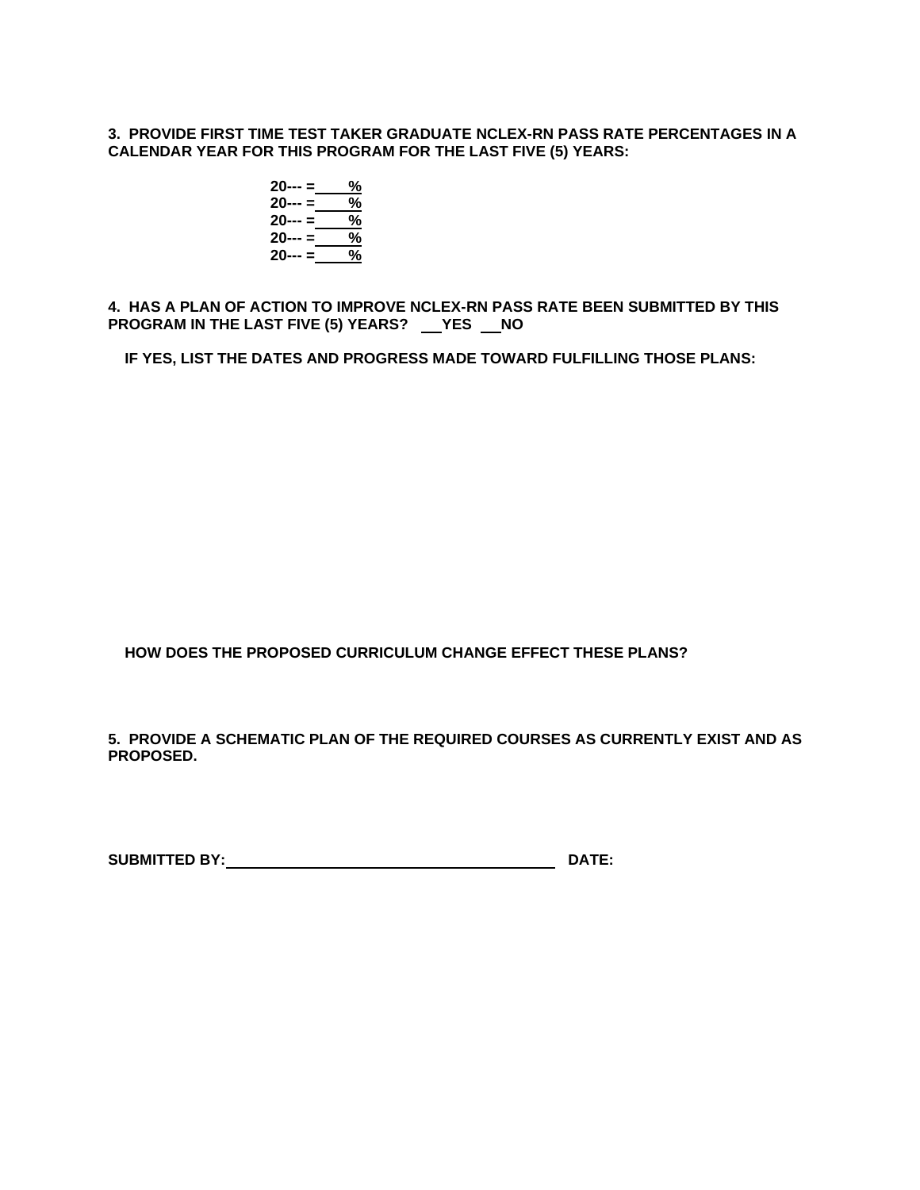**3. PROVIDE FIRST TIME TEST TAKER GRADUATE NCLEX-RN PASS RATE PERCENTAGES IN A CALENDAR YEAR FOR THIS PROGRAM FOR THE LAST FIVE (5) YEARS:**

**20--- =\_\_\_\_%**
**20--- =\_\_\_\_%**
**20--- =\_\_\_\_%**
**20--- =\_\_\_\_%**
**20--- =\_\_\_\_%**

**4. HAS A PLAN OF ACTION TO IMPROVE NCLEX-RN PASS RATE BEEN SUBMITTED BY THIS PROGRAM IN THE LAST FIVE (5) YEARS? \_\_YES \_\_NO**

**IF YES, LIST THE DATES AND PROGRESS MADE TOWARD FULFILLING THOSE PLANS:**

**HOW DOES THE PROPOSED CURRICULUM CHANGE EFFECT THESE PLANS?**

**5. PROVIDE A SCHEMATIC PLAN OF THE REQUIRED COURSES AS CURRENTLY EXIST AND AS PROPOSED.**

**SUBMITTED BY:**\_\_\_\_\_\_\_\_\_\_\_\_\_\_\_\_\_\_\_\_\_\_\_\_\_\_\_\_\_\_\_\_\_\_\_\_\_\_\_\_ **DATE:**